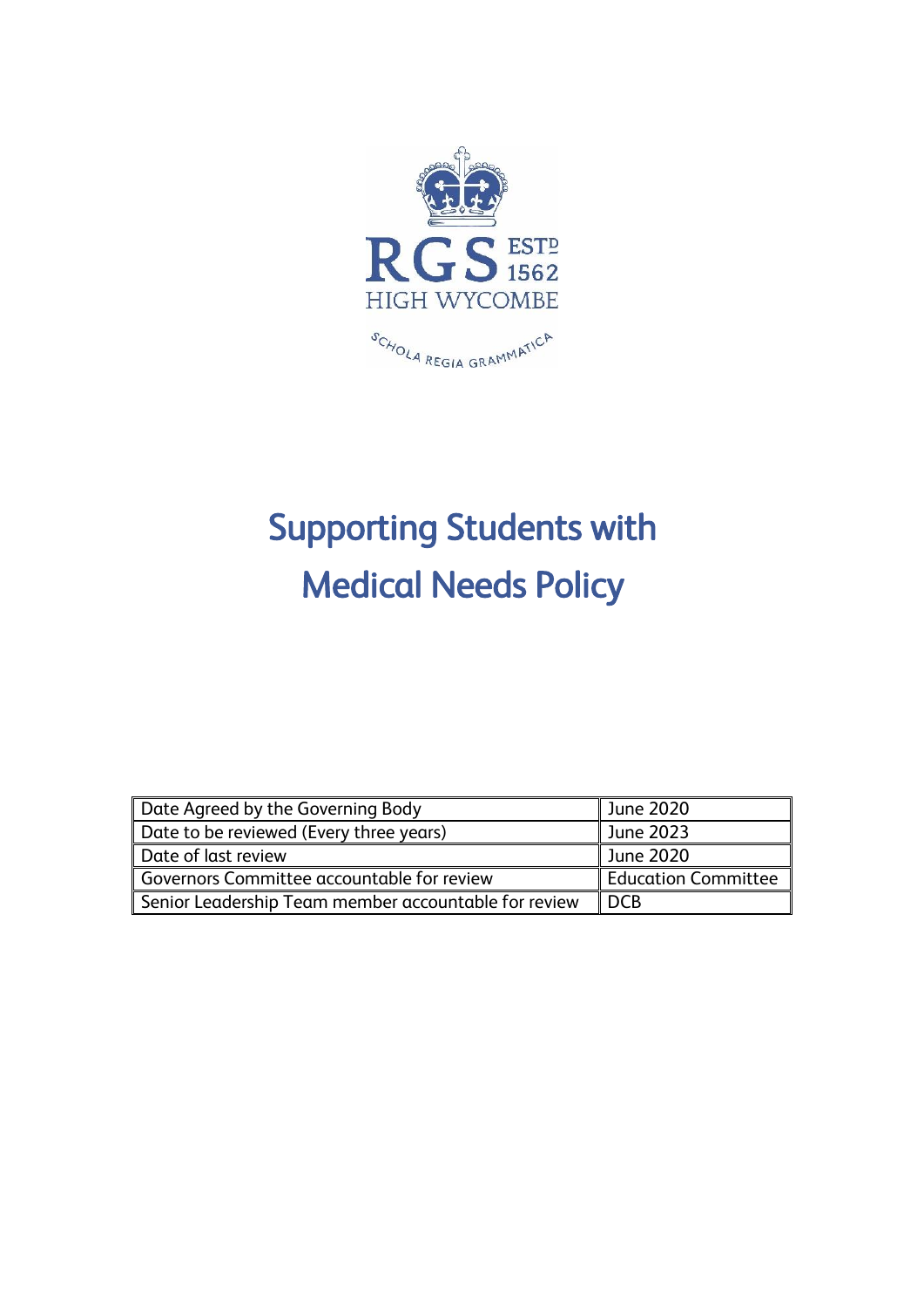RGS ESTD 1562
HIGH WYCOMBE

SCHOLA REGIA GRAMMATICA

# Supporting Students with Medical Needs Policy

| Date Agreed by the Governing Body | June 2020 |
|---|---|
| Date to be reviewed (Every three years) | June 2023 |
| Date of last review | June 2020 |
| Governors Committee accountable for review | Education Committee |
| Senior Leadership Team member accountable for review | DCB |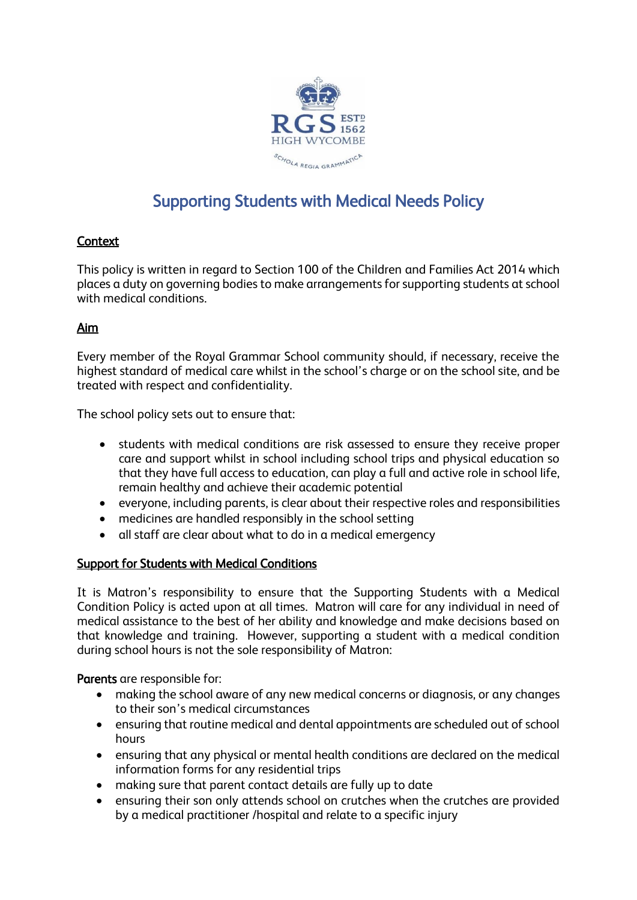# Supporting Students with Medical Needs Policy

## Context

This policy is written in regard to Section 100 of the Children and Families Act 2014 which places a duty on governing bodies to make arrangements for supporting students at school with medical conditions.

## Aim

Every member of the Royal Grammar School community should, if necessary, receive the highest standard of medical care whilst in the school's charge or on the school site, and be treated with respect and confidentiality.

The school policy sets out to ensure that:

- students with medical conditions are risk assessed to ensure they receive proper care and support whilst in school including school trips and physical education so that they have full access to education, can play a full and active role in school life, remain healthy and achieve their academic potential
- everyone, including parents, is clear about their respective roles and responsibilities
- medicines are handled responsibly in the school setting
- all staff are clear about what to do in a medical emergency

## Support for Students with Medical Conditions

It is Matron's responsibility to ensure that the Supporting Students with a Medical Condition Policy is acted upon at all times. Matron will care for any individual in need of medical assistance to the best of her ability and knowledge and make decisions based on that knowledge and training. However, supporting a student with a medical condition during school hours is not the sole responsibility of Matron:

**Parents** are responsible for:

- making the school aware of any new medical concerns or diagnosis, or any changes to their son's medical circumstances
- ensuring that routine medical and dental appointments are scheduled out of school hours
- ensuring that any physical or mental health conditions are declared on the medical information forms for any residential trips
- making sure that parent contact details are fully up to date
- ensuring their son only attends school on crutches when the crutches are provided by a medical practitioner /hospital and relate to a specific injury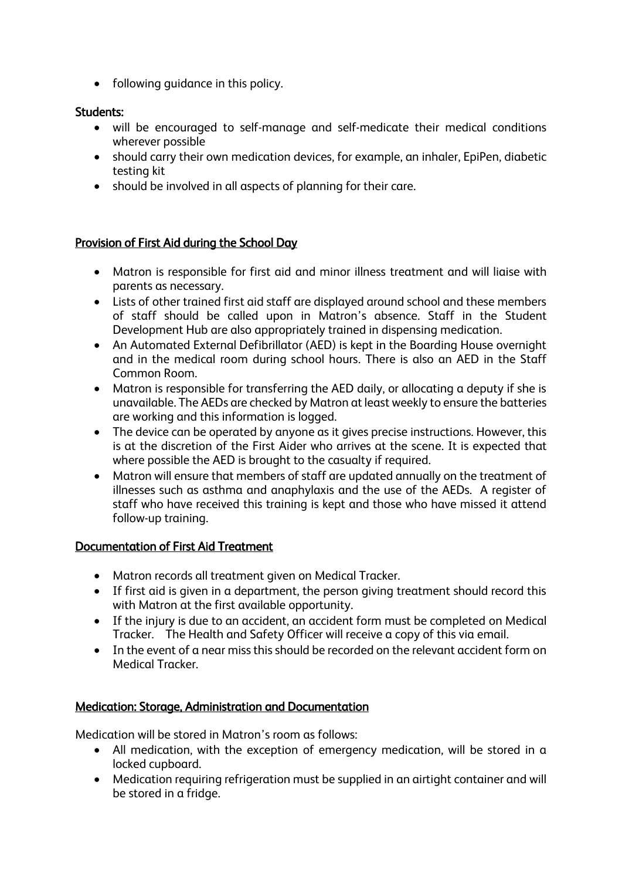- following guidance in this policy.

**Students:**

- will be encouraged to self-manage and self-medicate their medical conditions wherever possible
- should carry their own medication devices, for example, an inhaler, EpiPen, diabetic testing kit
- should be involved in all aspects of planning for their care.

## Provision of First Aid during the School Day

- Matron is responsible for first aid and minor illness treatment and will liaise with parents as necessary.
- Lists of other trained first aid staff are displayed around school and these members of staff should be called upon in Matron's absence. Staff in the Student Development Hub are also appropriately trained in dispensing medication.
- An Automated External Defibrillator (AED) is kept in the Boarding House overnight and in the medical room during school hours. There is also an AED in the Staff Common Room.
- Matron is responsible for transferring the AED daily, or allocating a deputy if she is unavailable. The AEDs are checked by Matron at least weekly to ensure the batteries are working and this information is logged.
- The device can be operated by anyone as it gives precise instructions. However, this is at the discretion of the First Aider who arrives at the scene. It is expected that where possible the AED is brought to the casualty if required.
- Matron will ensure that members of staff are updated annually on the treatment of illnesses such as asthma and anaphylaxis and the use of the AEDs. A register of staff who have received this training is kept and those who have missed it attend follow-up training.

## Documentation of First Aid Treatment

- Matron records all treatment given on Medical Tracker.
- If first aid is given in a department, the person giving treatment should record this with Matron at the first available opportunity.
- If the injury is due to an accident, an accident form must be completed on Medical Tracker. The Health and Safety Officer will receive a copy of this via email.
- In the event of a near miss this should be recorded on the relevant accident form on Medical Tracker.

## Medication: Storage, Administration and Documentation

Medication will be stored in Matron's room as follows:

- All medication, with the exception of emergency medication, will be stored in a locked cupboard.
- Medication requiring refrigeration must be supplied in an airtight container and will be stored in a fridge.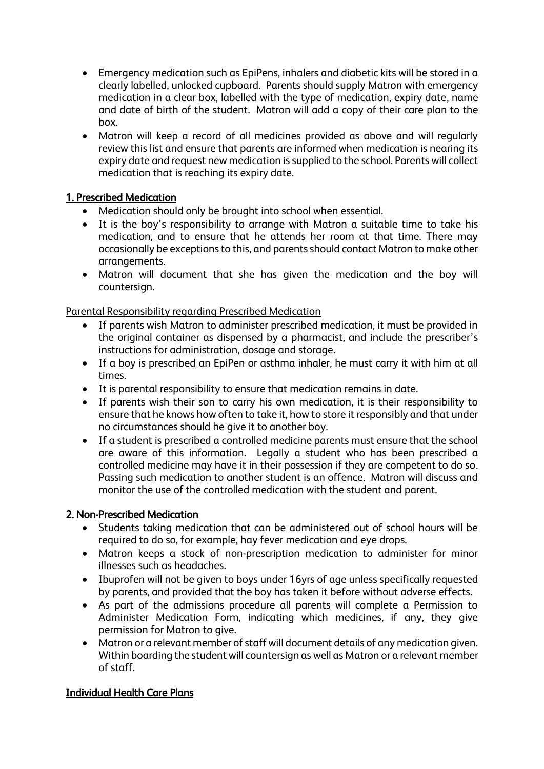- Emergency medication such as EpiPens, inhalers and diabetic kits will be stored in a clearly labelled, unlocked cupboard. Parents should supply Matron with emergency medication in a clear box, labelled with the type of medication, expiry date, name and date of birth of the student. Matron will add a copy of their care plan to the box.
- Matron will keep a record of all medicines provided as above and will regularly review this list and ensure that parents are informed when medication is nearing its expiry date and request new medication is supplied to the school. Parents will collect medication that is reaching its expiry date.

## 1. Prescribed Medication

- Medication should only be brought into school when essential.
- It is the boy's responsibility to arrange with Matron a suitable time to take his medication, and to ensure that he attends her room at that time. There may occasionally be exceptions to this, and parents should contact Matron to make other arrangements.
- Matron will document that she has given the medication and the boy will countersign.

### Parental Responsibility regarding Prescribed Medication

- If parents wish Matron to administer prescribed medication, it must be provided in the original container as dispensed by a pharmacist, and include the prescriber's instructions for administration, dosage and storage.
- If a boy is prescribed an EpiPen or asthma inhaler, he must carry it with him at all times.
- It is parental responsibility to ensure that medication remains in date.
- If parents wish their son to carry his own medication, it is their responsibility to ensure that he knows how often to take it, how to store it responsibly and that under no circumstances should he give it to another boy.
- If a student is prescribed a controlled medicine parents must ensure that the school are aware of this information. Legally a student who has been prescribed a controlled medicine may have it in their possession if they are competent to do so. Passing such medication to another student is an offence. Matron will discuss and monitor the use of the controlled medication with the student and parent.

## 2. Non-Prescribed Medication

- Students taking medication that can be administered out of school hours will be required to do so, for example, hay fever medication and eye drops.
- Matron keeps a stock of non-prescription medication to administer for minor illnesses such as headaches.
- Ibuprofen will not be given to boys under 16yrs of age unless specifically requested by parents, and provided that the boy has taken it before without adverse effects.
- As part of the admissions procedure all parents will complete a Permission to Administer Medication Form, indicating which medicines, if any, they give permission for Matron to give.
- Matron or a relevant member of staff will document details of any medication given. Within boarding the student will countersign as well as Matron or a relevant member of staff.

## Individual Health Care Plans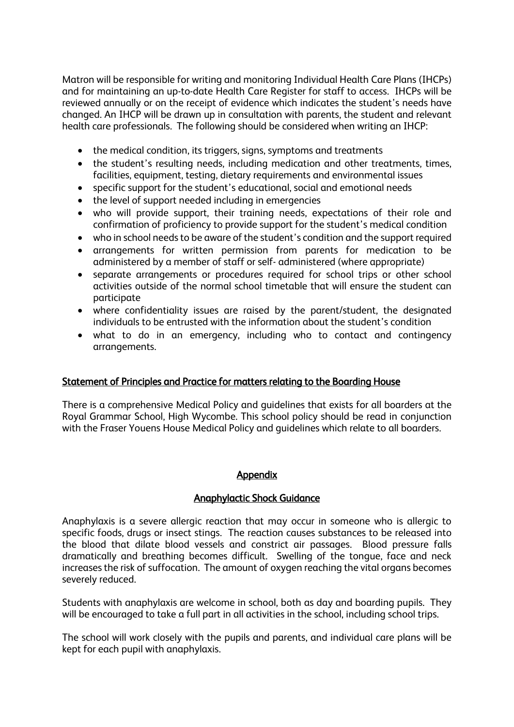Matron will be responsible for writing and monitoring Individual Health Care Plans (IHCPs) and for maintaining an up-to-date Health Care Register for staff to access. IHCPs will be reviewed annually or on the receipt of evidence which indicates the student's needs have changed. An IHCP will be drawn up in consultation with parents, the student and relevant health care professionals. The following should be considered when writing an IHCP:

- the medical condition, its triggers, signs, symptoms and treatments
- the student's resulting needs, including medication and other treatments, times, facilities, equipment, testing, dietary requirements and environmental issues
- specific support for the student's educational, social and emotional needs
- the level of support needed including in emergencies
- who will provide support, their training needs, expectations of their role and confirmation of proficiency to provide support for the student's medical condition
- who in school needs to be aware of the student's condition and the support required
- arrangements for written permission from parents for medication to be administered by a member of staff or self- administered (where appropriate)
- separate arrangements or procedures required for school trips or other school activities outside of the normal school timetable that will ensure the student can participate
- where confidentiality issues are raised by the parent/student, the designated individuals to be entrusted with the information about the student's condition
- what to do in an emergency, including who to contact and contingency arrangements.

## Statement of Principles and Practice for matters relating to the Boarding House

There is a comprehensive Medical Policy and guidelines that exists for all boarders at the Royal Grammar School, High Wycombe. This school policy should be read in conjunction with the Fraser Youens House Medical Policy and guidelines which relate to all boarders.

## Appendix

### Anaphylactic Shock Guidance

Anaphylaxis is a severe allergic reaction that may occur in someone who is allergic to specific foods, drugs or insect stings. The reaction causes substances to be released into the blood that dilate blood vessels and constrict air passages. Blood pressure falls dramatically and breathing becomes difficult. Swelling of the tongue, face and neck increases the risk of suffocation. The amount of oxygen reaching the vital organs becomes severely reduced.

Students with anaphylaxis are welcome in school, both as day and boarding pupils. They will be encouraged to take a full part in all activities in the school, including school trips.

The school will work closely with the pupils and parents, and individual care plans will be kept for each pupil with anaphylaxis.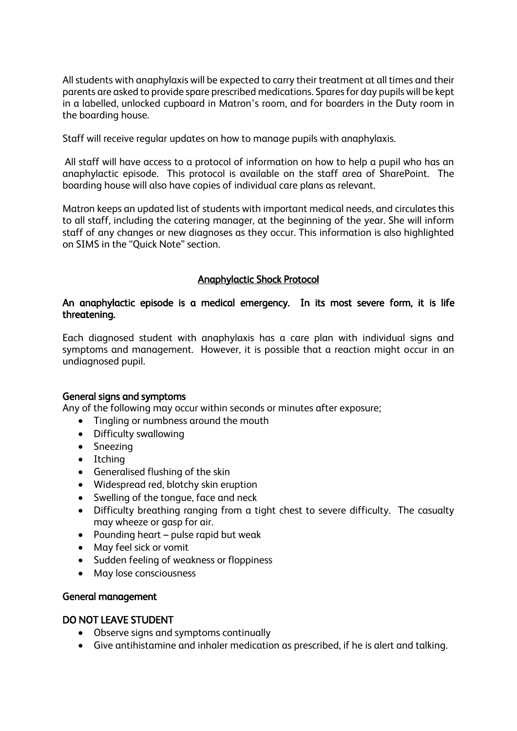All students with anaphylaxis will be expected to carry their treatment at all times and their parents are asked to provide spare prescribed medications. Spares for day pupils will be kept in a labelled, unlocked cupboard in Matron's room, and for boarders in the Duty room in the boarding house.

Staff will receive regular updates on how to manage pupils with anaphylaxis.

All staff will have access to a protocol of information on how to help a pupil who has an anaphylactic episode. This protocol is available on the staff area of SharePoint. The boarding house will also have copies of individual care plans as relevant.

Matron keeps an updated list of students with important medical needs, and circulates this to all staff, including the catering manager, at the beginning of the year. She will inform staff of any changes or new diagnoses as they occur. This information is also highlighted on SIMS in the "Quick Note" section.

## Anaphylactic Shock Protocol

**An anaphylactic episode is a medical emergency. In its most severe form, it is life threatening.**

Each diagnosed student with anaphylaxis has a care plan with individual signs and symptoms and management. However, it is possible that a reaction might occur in an undiagnosed pupil.

### General signs and symptoms

Any of the following may occur within seconds or minutes after exposure;

- Tingling or numbness around the mouth
- Difficulty swallowing
- Sneezing
- Itching
- Generalised flushing of the skin
- Widespread red, blotchy skin eruption
- Swelling of the tongue, face and neck
- Difficulty breathing ranging from a tight chest to severe difficulty. The casualty may wheeze or gasp for air.
- Pounding heart – pulse rapid but weak
- May feel sick or vomit
- Sudden feeling of weakness or floppiness
- May lose consciousness

### General management

### DO NOT LEAVE STUDENT

- Observe signs and symptoms continually
- Give antihistamine and inhaler medication as prescribed, if he is alert and talking.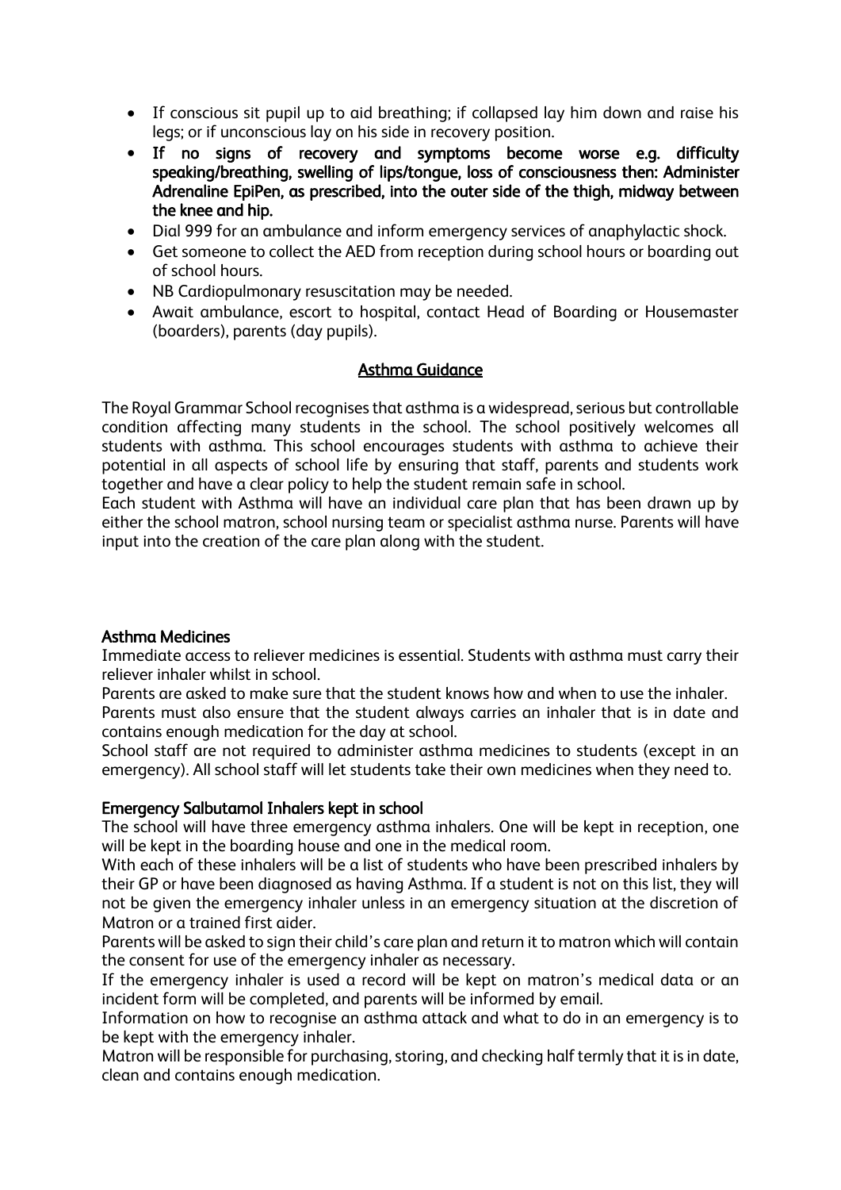- If conscious sit pupil up to aid breathing; if collapsed lay him down and raise his legs; or if unconscious lay on his side in recovery position.
- **If no signs of recovery and symptoms become worse e.g. difficulty speaking/breathing, swelling of lips/tongue, loss of consciousness then: Administer Adrenaline EpiPen, as prescribed, into the outer side of the thigh, midway between the knee and hip.**
- Dial 999 for an ambulance and inform emergency services of anaphylactic shock.
- Get someone to collect the AED from reception during school hours or boarding out of school hours.
- NB Cardiopulmonary resuscitation may be needed.
- Await ambulance, escort to hospital, contact Head of Boarding or Housemaster (boarders), parents (day pupils).

## Asthma Guidance

The Royal Grammar School recognises that asthma is a widespread, serious but controllable condition affecting many students in the school. The school positively welcomes all students with asthma. This school encourages students with asthma to achieve their potential in all aspects of school life by ensuring that staff, parents and students work together and have a clear policy to help the student remain safe in school.

Each student with Asthma will have an individual care plan that has been drawn up by either the school matron, school nursing team or specialist asthma nurse. Parents will have input into the creation of the care plan along with the student.

### Asthma Medicines

Immediate access to reliever medicines is essential. Students with asthma must carry their reliever inhaler whilst in school.

Parents are asked to make sure that the student knows how and when to use the inhaler.

Parents must also ensure that the student always carries an inhaler that is in date and contains enough medication for the day at school.

School staff are not required to administer asthma medicines to students (except in an emergency). All school staff will let students take their own medicines when they need to.

### Emergency Salbutamol Inhalers kept in school

The school will have three emergency asthma inhalers. One will be kept in reception, one will be kept in the boarding house and one in the medical room.

With each of these inhalers will be a list of students who have been prescribed inhalers by their GP or have been diagnosed as having Asthma. If a student is not on this list, they will not be given the emergency inhaler unless in an emergency situation at the discretion of Matron or a trained first aider.

Parents will be asked to sign their child's care plan and return it to matron which will contain the consent for use of the emergency inhaler as necessary.

If the emergency inhaler is used a record will be kept on matron's medical data or an incident form will be completed, and parents will be informed by email.

Information on how to recognise an asthma attack and what to do in an emergency is to be kept with the emergency inhaler.

Matron will be responsible for purchasing, storing, and checking half termly that it is in date, clean and contains enough medication.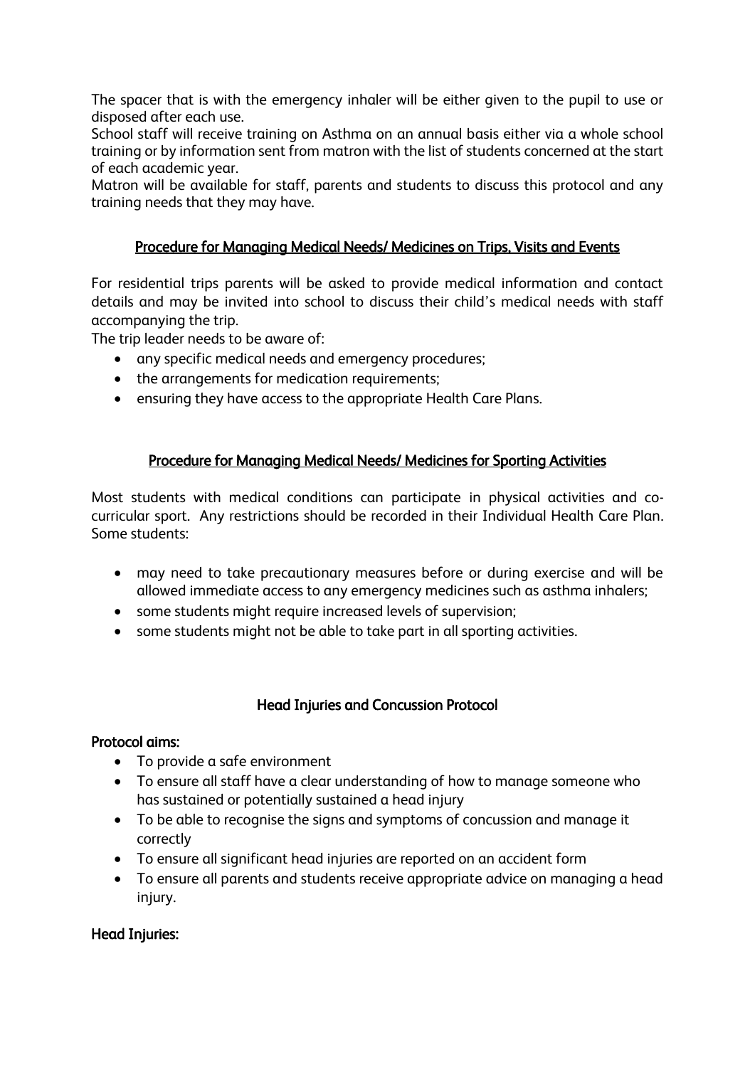The spacer that is with the emergency inhaler will be either given to the pupil to use or disposed after each use.
School staff will receive training on Asthma on an annual basis either via a whole school training or by information sent from matron with the list of students concerned at the start of each academic year.
Matron will be available for staff, parents and students to discuss this protocol and any training needs that they may have.

## Procedure for Managing Medical Needs/ Medicines on Trips, Visits and Events

For residential trips parents will be asked to provide medical information and contact details and may be invited into school to discuss their child's medical needs with staff accompanying the trip.
The trip leader needs to be aware of:

- any specific medical needs and emergency procedures;
- the arrangements for medication requirements;
- ensuring they have access to the appropriate Health Care Plans.

## Procedure for Managing Medical Needs/ Medicines for Sporting Activities

Most students with medical conditions can participate in physical activities and co-curricular sport. Any restrictions should be recorded in their Individual Health Care Plan. Some students:

- may need to take precautionary measures before or during exercise and will be allowed immediate access to any emergency medicines such as asthma inhalers;
- some students might require increased levels of supervision;
- some students might not be able to take part in all sporting activities.

## Head Injuries and Concussion Protocol

**Protocol aims:**

- To provide a safe environment
- To ensure all staff have a clear understanding of how to manage someone who has sustained or potentially sustained a head injury
- To be able to recognise the signs and symptoms of concussion and manage it correctly
- To ensure all significant head injuries are reported on an accident form
- To ensure all parents and students receive appropriate advice on managing a head injury.

**Head Injuries:**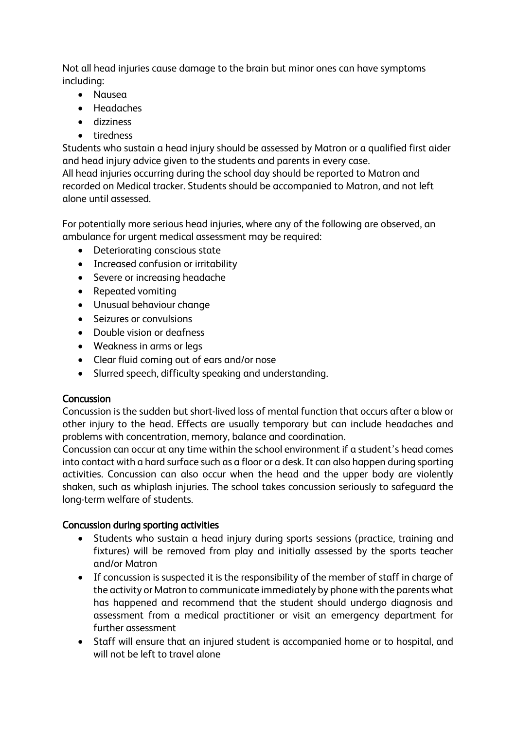Not all head injuries cause damage to the brain but minor ones can have symptoms including:

- Nausea
- Headaches
- dizziness
- tiredness

Students who sustain a head injury should be assessed by Matron or a qualified first aider and head injury advice given to the students and parents in every case.
All head injuries occurring during the school day should be reported to Matron and recorded on Medical tracker. Students should be accompanied to Matron, and not left alone until assessed.

For potentially more serious head injuries, where any of the following are observed, an ambulance for urgent medical assessment may be required:

- Deteriorating conscious state
- Increased confusion or irritability
- Severe or increasing headache
- Repeated vomiting
- Unusual behaviour change
- Seizures or convulsions
- Double vision or deafness
- Weakness in arms or legs
- Clear fluid coming out of ears and/or nose
- Slurred speech, difficulty speaking and understanding.

### Concussion

Concussion is the sudden but short-lived loss of mental function that occurs after a blow or other injury to the head. Effects are usually temporary but can include headaches and problems with concentration, memory, balance and coordination.
Concussion can occur at any time within the school environment if a student's head comes into contact with a hard surface such as a floor or a desk. It can also happen during sporting activities. Concussion can also occur when the head and the upper body are violently shaken, such as whiplash injuries. The school takes concussion seriously to safeguard the long-term welfare of students.

### Concussion during sporting activities

- Students who sustain a head injury during sports sessions (practice, training and fixtures) will be removed from play and initially assessed by the sports teacher and/or Matron
- If concussion is suspected it is the responsibility of the member of staff in charge of the activity or Matron to communicate immediately by phone with the parents what has happened and recommend that the student should undergo diagnosis and assessment from a medical practitioner or visit an emergency department for further assessment
- Staff will ensure that an injured student is accompanied home or to hospital, and will not be left to travel alone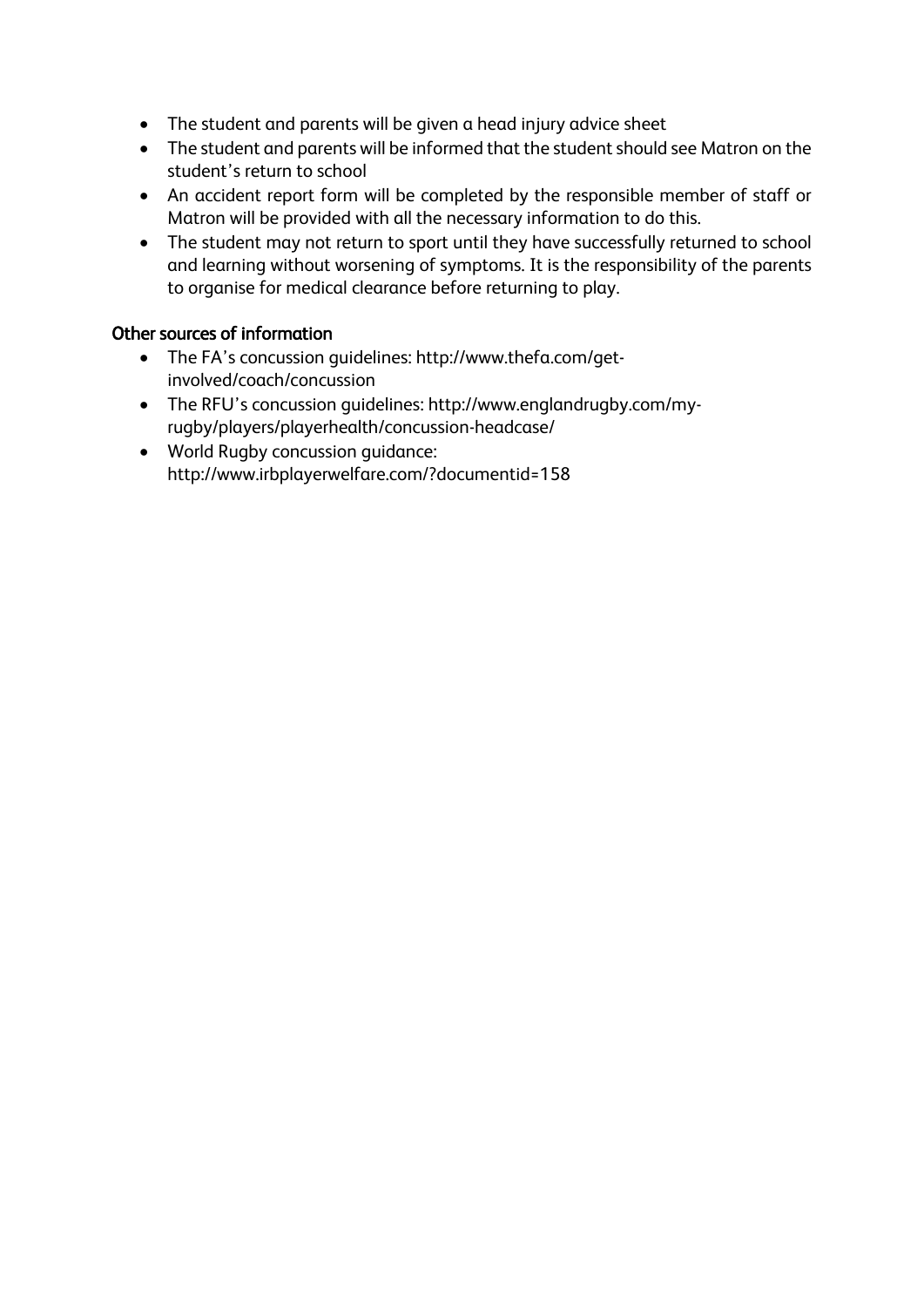- The student and parents will be given a head injury advice sheet
- The student and parents will be informed that the student should see Matron on the student's return to school
- An accident report form will be completed by the responsible member of staff or Matron will be provided with all the necessary information to do this.
- The student may not return to sport until they have successfully returned to school and learning without worsening of symptoms. It is the responsibility of the parents to organise for medical clearance before returning to play.

### Other sources of information

- The FA's concussion guidelines: http://www.thefa.com/get-involved/coach/concussion
- The RFU's concussion guidelines: http://www.englandrugby.com/my-rugby/players/playerhealth/concussion-headcase/
- World Rugby concussion guidance: http://www.irbplayerwelfare.com/?documentid=158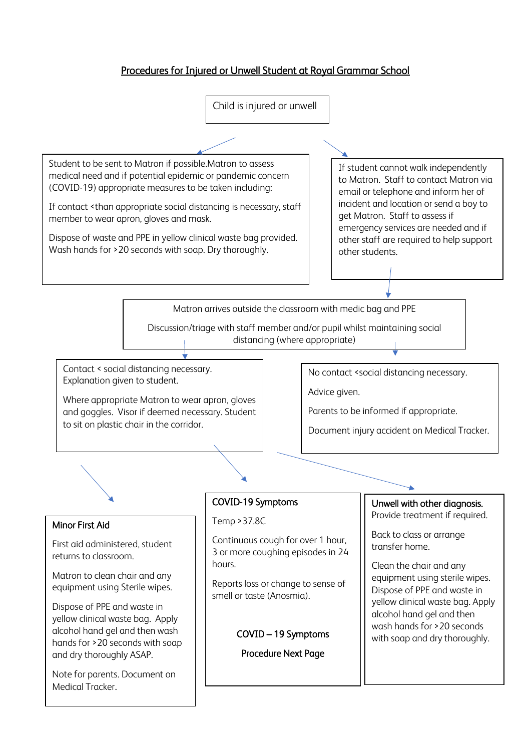## Procedures for Injured or Unwell Student at Royal Grammar School

Child is injured or unwell

Student to be sent to Matron if possible.Matron to assess medical need and if potential epidemic or pandemic concern (COVID-19) appropriate measures to be taken including:

If contact <than appropriate social distancing is necessary, staff member to wear apron, gloves and mask.

Dispose of waste and PPE in yellow clinical waste bag provided. Wash hands for >20 seconds with soap. Dry thoroughly.

If student cannot walk independently to Matron. Staff to contact Matron via email or telephone and inform her of incident and location or send a boy to get Matron. Staff to assess if emergency services are needed and if other staff are required to help support other students.

Matron arrives outside the classroom with medic bag and PPE

Discussion/triage with staff member and/or pupil whilst maintaining social distancing (where appropriate)

Contact < social distancing necessary. Explanation given to student.

Where appropriate Matron to wear apron, gloves and goggles. Visor if deemed necessary. Student to sit on plastic chair in the corridor.

No contact <social distancing necessary.

Advice given.

Parents to be informed if appropriate.

Document injury accident on Medical Tracker.

**Minor First Aid**

First aid administered, student returns to classroom.

Matron to clean chair and any equipment using Sterile wipes.

Dispose of PPE and waste in yellow clinical waste bag. Apply alcohol hand gel and then wash hands for >20 seconds with soap and dry thoroughly ASAP.

Note for parents. Document on Medical Tracker.

**COVID-19 Symptoms**

Temp >37.8C

Continuous cough for over 1 hour, 3 or more coughing episodes in 24 hours.

Reports loss or change to sense of smell or taste (Anosmia).

**COVID – 19 Symptoms**

**Procedure Next Page**

**Unwell with other diagnosis.**
Provide treatment if required.

Back to class or arrange transfer home.

Clean the chair and any equipment using sterile wipes. Dispose of PPE and waste in yellow clinical waste bag. Apply alcohol hand gel and then wash hands for >20 seconds with soap and dry thoroughly.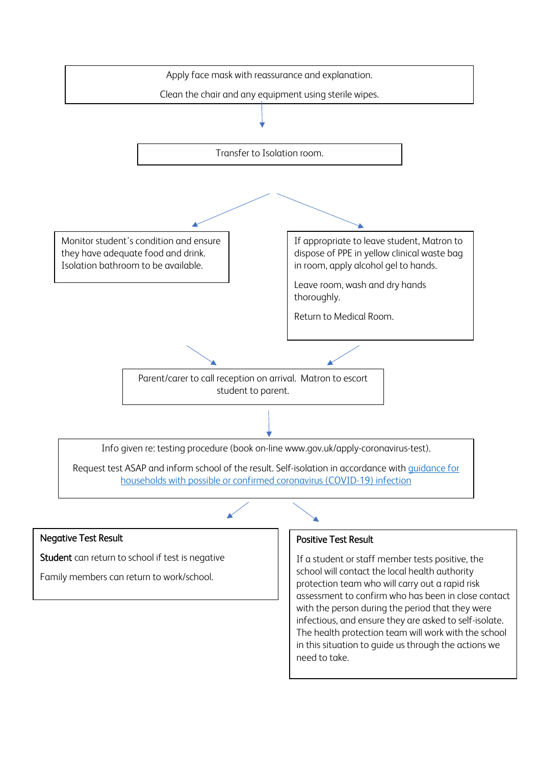Apply face mask with reassurance and explanation.

Clean the chair and any equipment using sterile wipes.

↓

Transfer to Isolation room.

↓

Monitor student's condition and ensure they have adequate food and drink. Isolation bathroom to be available.

If appropriate to leave student, Matron to dispose of PPE in yellow clinical waste bag in room, apply alcohol gel to hands.

Leave room, wash and dry hands thoroughly.

Return to Medical Room.

↓

Parent/carer to call reception on arrival. Matron to escort student to parent.

↓

Info given re: testing procedure (book on-line www.gov.uk/apply-coronavirus-test).

Request test ASAP and inform school of the result. Self-isolation in accordance with [guidance for households with possible or confirmed coronavirus (COVID-19) infection]

↓

**Negative Test Result**

**Student** can return to school if test is negative

Family members can return to work/school.

**Positive Test Result**

If a student or staff member tests positive, the school will contact the local health authority protection team who will carry out a rapid risk assessment to confirm who has been in close contact with the person during the period that they were infectious, and ensure they are asked to self-isolate. The health protection team will work with the school in this situation to guide us through the actions we need to take.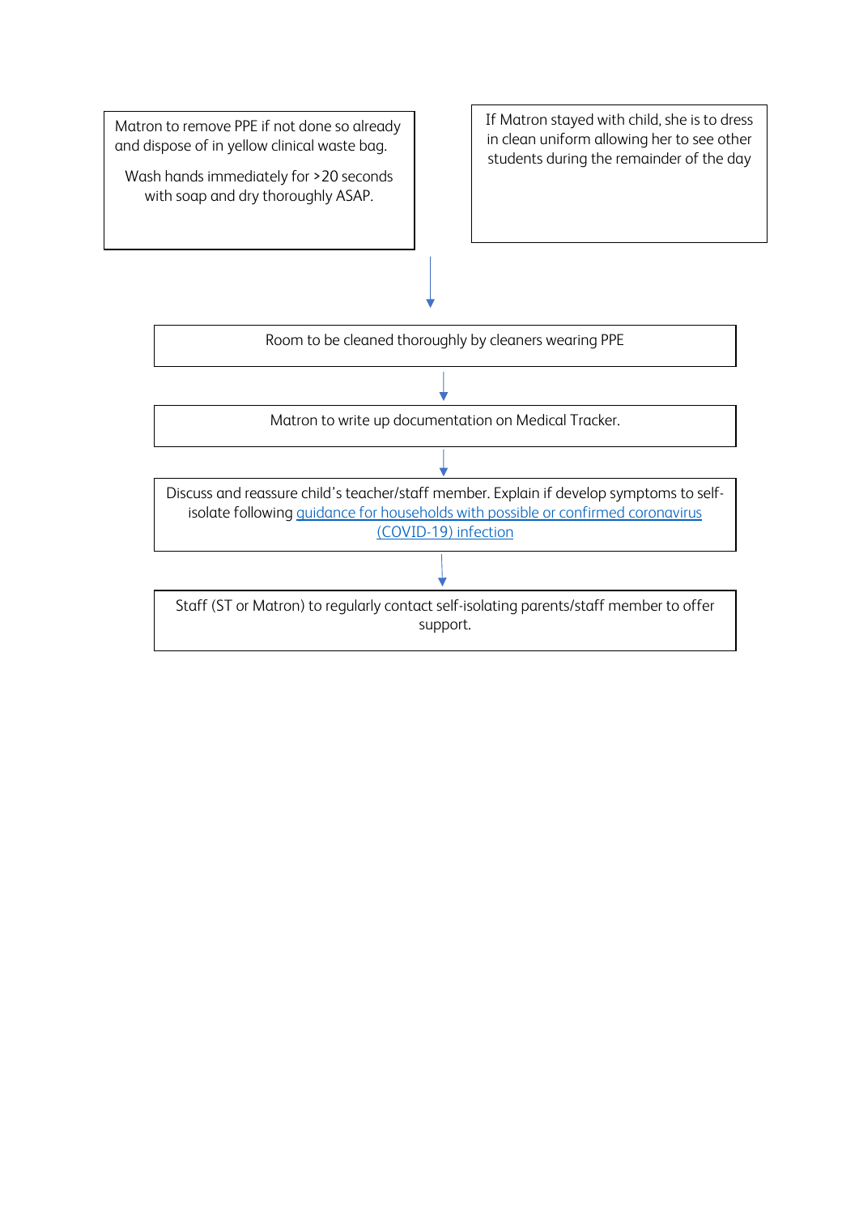Matron to remove PPE if not done so already and dispose of in yellow clinical waste bag.

Wash hands immediately for >20 seconds with soap and dry thoroughly ASAP.

If Matron stayed with child, she is to dress in clean uniform allowing her to see other students during the remainder of the day

↓

Room to be cleaned thoroughly by cleaners wearing PPE

↓

Matron to write up documentation on Medical Tracker.

↓

Discuss and reassure child's teacher/staff member. Explain if develop symptoms to self-isolate following guidance for households with possible or confirmed coronavirus (COVID-19) infection

↓

Staff (ST or Matron) to regularly contact self-isolating parents/staff member to offer support.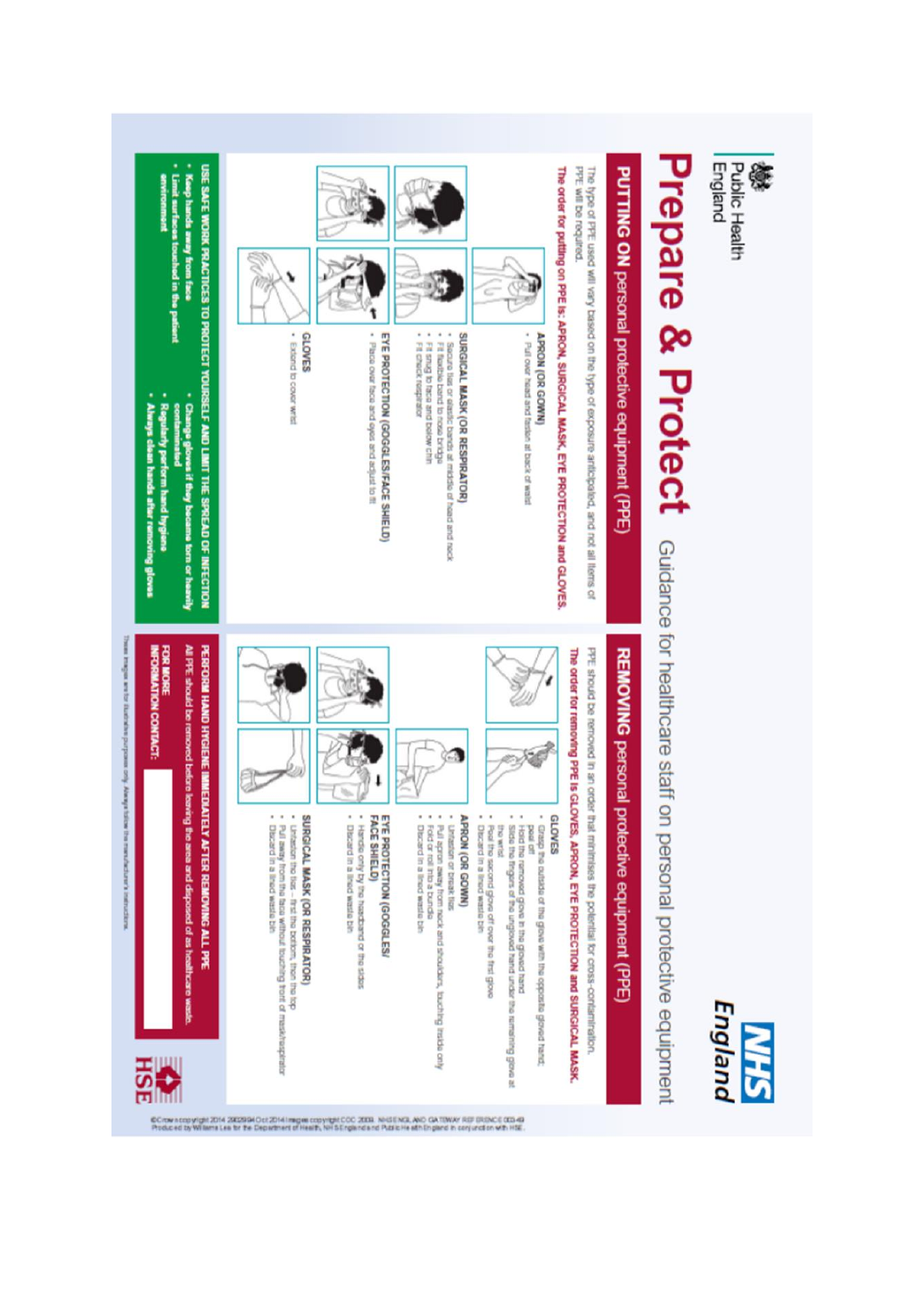Public Health England

# Prepare & Protect

Guidance for healthcare staff on personal protective equipment

NHS England

## PUTTING ON personal protective equipment (PPE)

The type of PPE used will vary based on the type of exposure anticipated, and not all items of PPE will be required.

**The order for putting on PPE is: APRON, SURGICAL MASK, EYE PROTECTION and GLOVES.**

**APRON (OR GOWN)**
- Pull over head and fasten at back of waist

**SURGICAL MASK (OR RESPIRATOR)**
- Secure ties or elastic bands at middle of head and neck
- Fit flexible band to nose bridge
- Fit snug to face and below chin
- Fit check respirator

**EYE PROTECTION (GOGGLES/FACE SHIELD)**
- Place over face and eyes and adjust to fit

**GLOVES**
- Extend to cover wrist

**USE SAFE WORK PRACTICES TO PROTECT YOURSELF AND LIMIT THE SPREAD OF INFECTION**
- Keep hands away from face
- Limit surfaces touched in the patient environment
- Change gloves if they become torn or heavily contaminated
- Regularly perform hand hygiene
- Always clean hands after removing gloves

## REMOVING personal protective equipment (PPE)

PPE should be removed in an order that minimises the potential for cross-contamination.

**The order for removing PPE is GLOVES, APRON, EYE PROTECTION and SURGICAL MASK.**

**GLOVES**
- Grasp the outside of the glove with the opposite gloved hand; peel off
- Hold the removed glove in the gloved hand
- Slide the fingers of the ungloved hand under the remaining glove at the wrist
- Peel the second glove off over the first glove
- Discard in a lined waste bin

**APRON (OR GOWN)**
- Unfasten or break ties
- Pull apron away from neck and shoulders, touching inside only
- Fold or roll into a bundle
- Discard in a lined waste bin

**EYE PROTECTION (GOGGLES/ FACE SHIELD)**
- Handle only by the headband or the sides
- Discard in a lined waste bin

**SURGICAL MASK (OR RESPIRATOR)**
- Untie or break bottom ties, followed by top ties or elastic
- Pull away from the face without touching front of mask/respirator
- Discard in a lined waste bin

**PERFORM HAND HYGIENE IMMEDIATELY AFTER REMOVING ALL PPE**

All PPE should be removed before leaving the area and disposed of as healthcare waste.

**FOR MORE INFORMATION CONTACT:**

These images are for illustrative purposes only. Always follow the manufacturer's instructions.

HSE

© Crown copyright 2014 2902894 Oct 2014 Images copyright CDC 2009. NHS ENGLAND GATEWAY REFERENCE 00349
Produced by Williams Lea for the Department of Health, NHS England and Public Health England in conjunction with HSE.